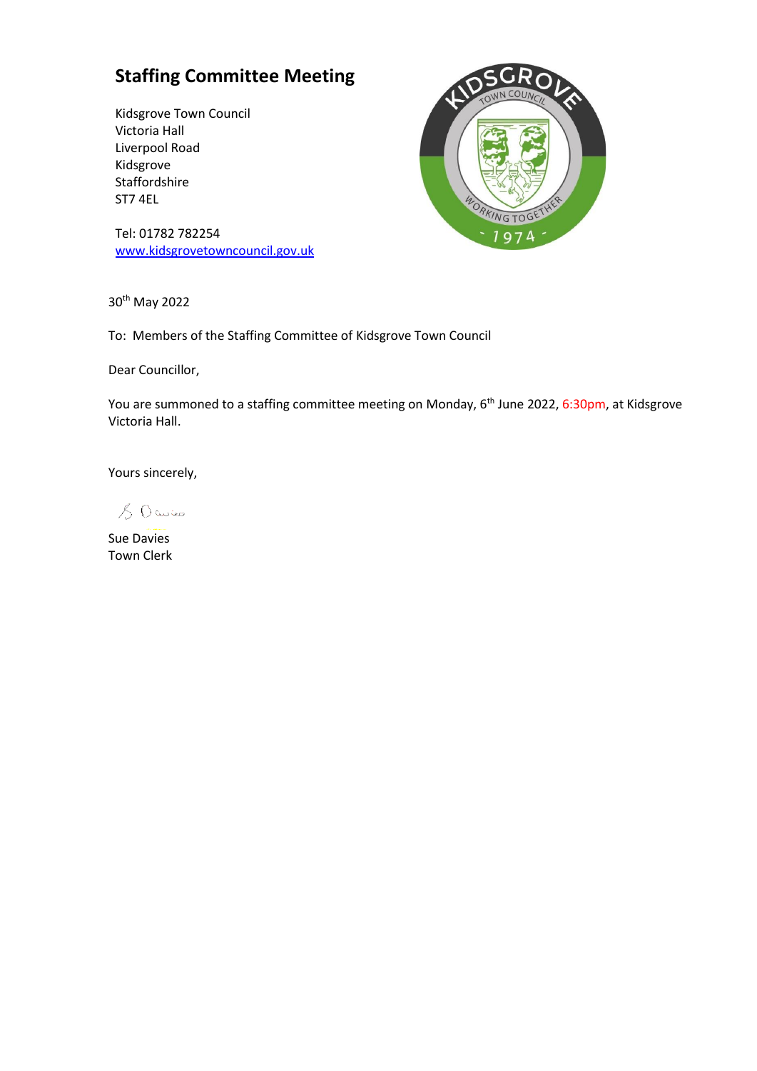# Staffing Committee Meeting

Kidsgrove Town Council
Victoria Hall
Liverpool Road
Kidsgrove
Staffordshire
ST7 4EL

Tel: 01782 782254
www.kidsgrovetowncouncil.gov.uk

30th May 2022

To: Members of the Staffing Committee of Kidsgrove Town Council

Dear Councillor,

You are summoned to a staffing committee meeting on Monday, 6th June 2022, 6:30pm, at Kidsgrove Victoria Hall.

Yours sincerely,

S Davies

Sue Davies
Town Clerk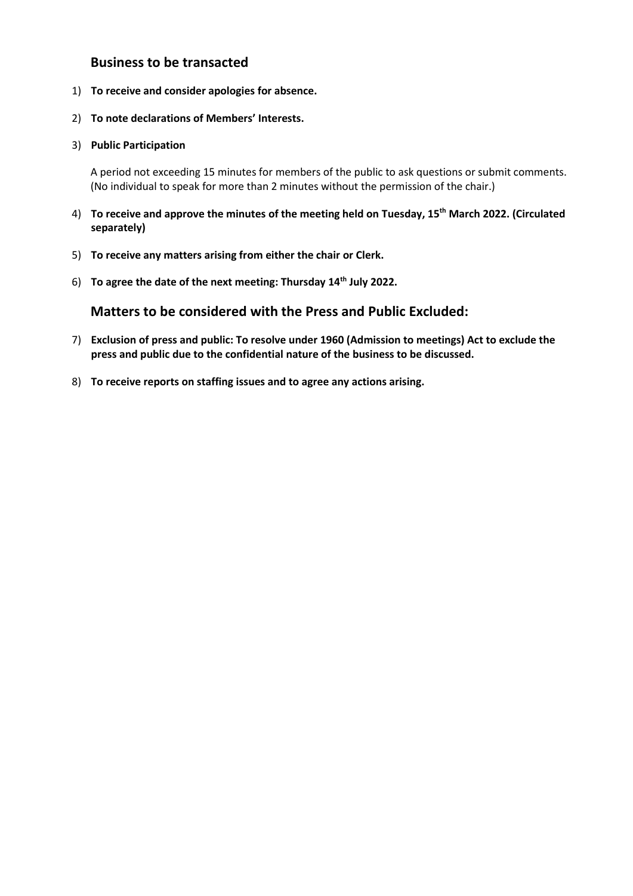## Business to be transacted

1) **To receive and consider apologies for absence.**

2) **To note declarations of Members' Interests.**

3) **Public Participation**

   A period not exceeding 15 minutes for members of the public to ask questions or submit comments. (No individual to speak for more than 2 minutes without the permission of the chair.)

4) **To receive and approve the minutes of the meeting held on Tuesday, 15th March 2022. (Circulated separately)**

5) **To receive any matters arising from either the chair or Clerk.**

6) **To agree the date of the next meeting: Thursday 14th July 2022.**

## Matters to be considered with the Press and Public Excluded:

7) **Exclusion of press and public: To resolve under 1960 (Admission to meetings) Act to exclude the press and public due to the confidential nature of the business to be discussed.**

8) **To receive reports on staffing issues and to agree any actions arising.**